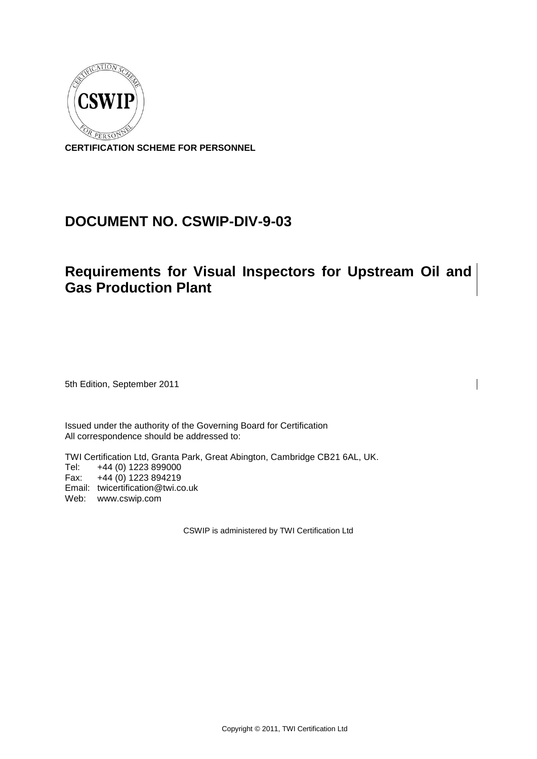CSWIP

**CERTIFICATION SCHEME FOR PERSONNEL**

# DOCUMENT NO. CSWIP-DIV-9-03

# Requirements for Visual Inspectors for Upstream Oil and Gas Production Plant

5th Edition, September 2011

Issued under the authority of the Governing Board for Certification
All correspondence should be addressed to:

TWI Certification Ltd, Granta Park, Great Abington, Cambridge CB21 6AL, UK.
Tel: +44 (0) 1223 899000
Fax: +44 (0) 1223 894219
Email: twicertification@twi.co.uk
Web: www.cswip.com

CSWIP is administered by TWI Certification Ltd

Copyright © 2011, TWI Certification Ltd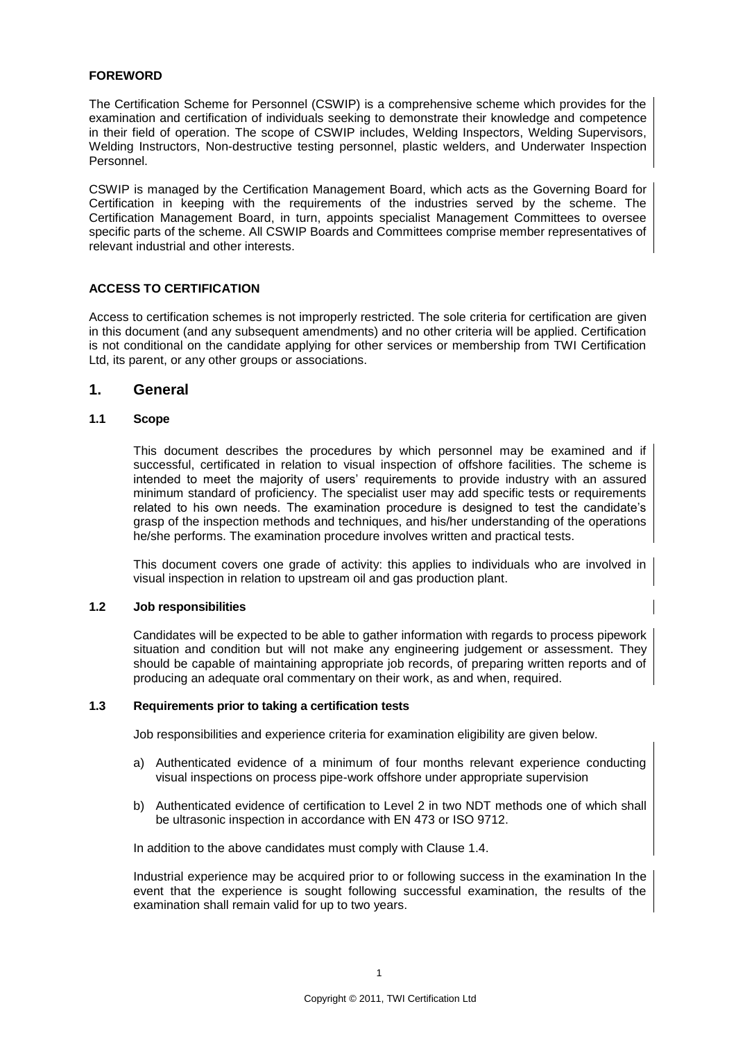**FOREWORD**

The Certification Scheme for Personnel (CSWIP) is a comprehensive scheme which provides for the examination and certification of individuals seeking to demonstrate their knowledge and competence in their field of operation. The scope of CSWIP includes, Welding Inspectors, Welding Supervisors, Welding Instructors, Non-destructive testing personnel, plastic welders, and Underwater Inspection Personnel.

CSWIP is managed by the Certification Management Board, which acts as the Governing Board for Certification in keeping with the requirements of the industries served by the scheme. The Certification Management Board, in turn, appoints specialist Management Committees to oversee specific parts of the scheme. All CSWIP Boards and Committees comprise member representatives of relevant industrial and other interests.

**ACCESS TO CERTIFICATION**

Access to certification schemes is not improperly restricted. The sole criteria for certification are given in this document (and any subsequent amendments) and no other criteria will be applied. Certification is not conditional on the candidate applying for other services or membership from TWI Certification Ltd, its parent, or any other groups or associations.

## 1. General

### 1.1 Scope

This document describes the procedures by which personnel may be examined and if successful, certificated in relation to visual inspection of offshore facilities. The scheme is intended to meet the majority of users' requirements to provide industry with an assured minimum standard of proficiency. The specialist user may add specific tests or requirements related to his own needs. The examination procedure is designed to test the candidate's grasp of the inspection methods and techniques, and his/her understanding of the operations he/she performs. The examination procedure involves written and practical tests.

This document covers one grade of activity: this applies to individuals who are involved in visual inspection in relation to upstream oil and gas production plant.

### 1.2 Job responsibilities

Candidates will be expected to be able to gather information with regards to process pipework situation and condition but will not make any engineering judgement or assessment. They should be capable of maintaining appropriate job records, of preparing written reports and of producing an adequate oral commentary on their work, as and when, required.

### 1.3 Requirements prior to taking a certification tests

Job responsibilities and experience criteria for examination eligibility are given below.

a) Authenticated evidence of a minimum of four months relevant experience conducting visual inspections on process pipe-work offshore under appropriate supervision

b) Authenticated evidence of certification to Level 2 in two NDT methods one of which shall be ultrasonic inspection in accordance with EN 473 or ISO 9712.

In addition to the above candidates must comply with Clause 1.4.

Industrial experience may be acquired prior to or following success in the examination In the event that the experience is sought following successful examination, the results of the examination shall remain valid for up to two years.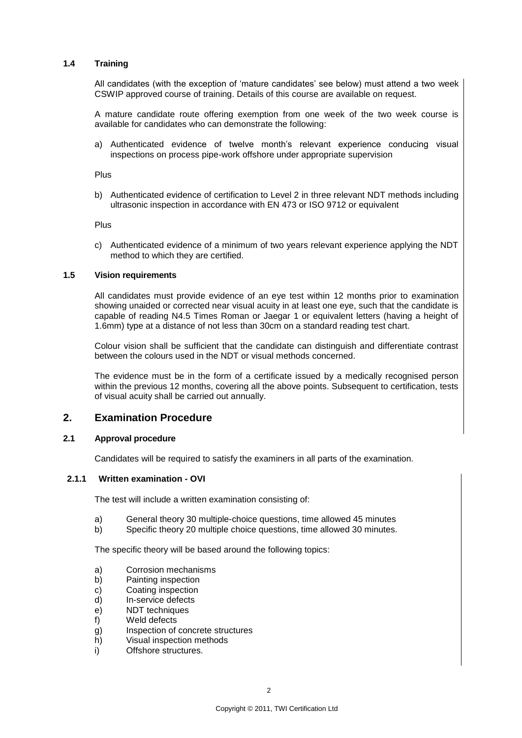### 1.4 Training

All candidates (with the exception of 'mature candidates' see below) must attend a two week CSWIP approved course of training. Details of this course are available on request.

A mature candidate route offering exemption from one week of the two week course is available for candidates who can demonstrate the following:

a) Authenticated evidence of twelve month's relevant experience conducing visual inspections on process pipe-work offshore under appropriate supervision

Plus

b) Authenticated evidence of certification to Level 2 in three relevant NDT methods including ultrasonic inspection in accordance with EN 473 or ISO 9712 or equivalent

Plus

c) Authenticated evidence of a minimum of two years relevant experience applying the NDT method to which they are certified.

### 1.5 Vision requirements

All candidates must provide evidence of an eye test within 12 months prior to examination showing unaided or corrected near visual acuity in at least one eye, such that the candidate is capable of reading N4.5 Times Roman or Jaegar 1 or equivalent letters (having a height of 1.6mm) type at a distance of not less than 30cm on a standard reading test chart.

Colour vision shall be sufficient that the candidate can distinguish and differentiate contrast between the colours used in the NDT or visual methods concerned.

The evidence must be in the form of a certificate issued by a medically recognised person within the previous 12 months, covering all the above points. Subsequent to certification, tests of visual acuity shall be carried out annually.

## 2. Examination Procedure

### 2.1 Approval procedure

Candidates will be required to satisfy the examiners in all parts of the examination.

#### 2.1.1 Written examination - OVI

The test will include a written examination consisting of:

a) General theory 30 multiple-choice questions, time allowed 45 minutes
b) Specific theory 20 multiple choice questions, time allowed 30 minutes.

The specific theory will be based around the following topics:

a) Corrosion mechanisms
b) Painting inspection
c) Coating inspection
d) In-service defects
e) NDT techniques
f) Weld defects
g) Inspection of concrete structures
h) Visual inspection methods
i) Offshore structures.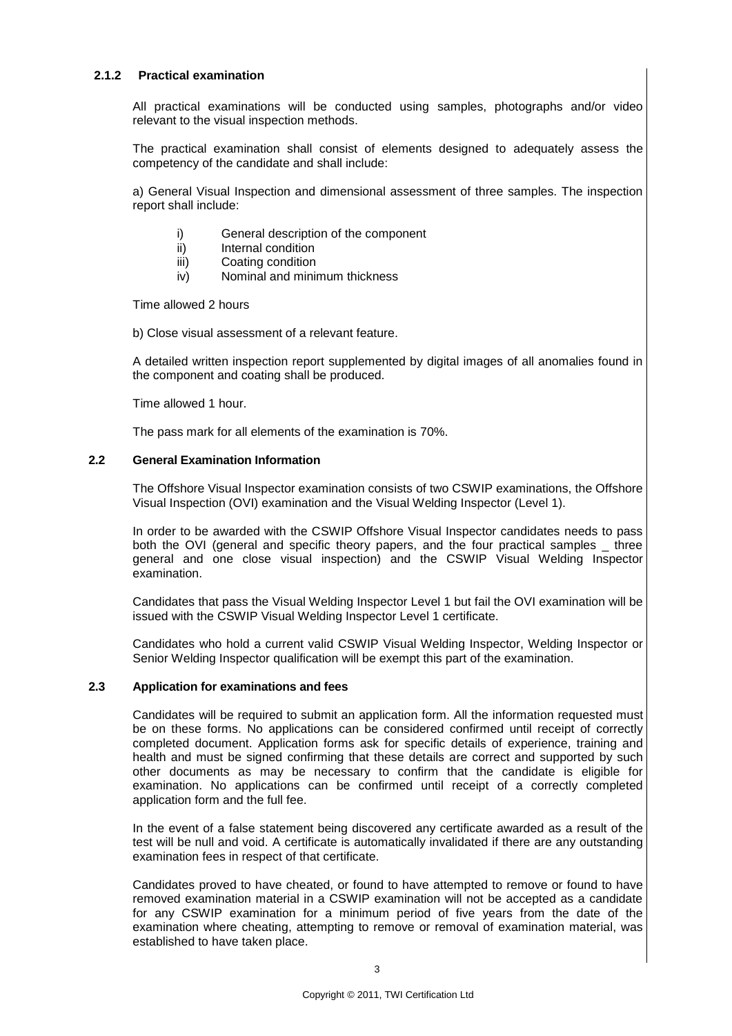### 2.1.2 Practical examination

All practical examinations will be conducted using samples, photographs and/or video relevant to the visual inspection methods.

The practical examination shall consist of elements designed to adequately assess the competency of the candidate and shall include:

a) General Visual Inspection and dimensional assessment of three samples. The inspection report shall include:

- i) General description of the component
- ii) Internal condition
- iii) Coating condition
- iv) Nominal and minimum thickness

Time allowed 2 hours

b) Close visual assessment of a relevant feature.

A detailed written inspection report supplemented by digital images of all anomalies found in the component and coating shall be produced.

Time allowed 1 hour.

The pass mark for all elements of the examination is 70%.

## 2.2 General Examination Information

The Offshore Visual Inspector examination consists of two CSWIP examinations, the Offshore Visual Inspection (OVI) examination and the Visual Welding Inspector (Level 1).

In order to be awarded with the CSWIP Offshore Visual Inspector candidates needs to pass both the OVI (general and specific theory papers, and the four practical samples _ three general and one close visual inspection) and the CSWIP Visual Welding Inspector examination.

Candidates that pass the Visual Welding Inspector Level 1 but fail the OVI examination will be issued with the CSWIP Visual Welding Inspector Level 1 certificate.

Candidates who hold a current valid CSWIP Visual Welding Inspector, Welding Inspector or Senior Welding Inspector qualification will be exempt this part of the examination.

## 2.3 Application for examinations and fees

Candidates will be required to submit an application form. All the information requested must be on these forms. No applications can be considered confirmed until receipt of correctly completed document. Application forms ask for specific details of experience, training and health and must be signed confirming that these details are correct and supported by such other documents as may be necessary to confirm that the candidate is eligible for examination. No applications can be confirmed until receipt of a correctly completed application form and the full fee.

In the event of a false statement being discovered any certificate awarded as a result of the test will be null and void. A certificate is automatically invalidated if there are any outstanding examination fees in respect of that certificate.

Candidates proved to have cheated, or found to have attempted to remove or found to have removed examination material in a CSWIP examination will not be accepted as a candidate for any CSWIP examination for a minimum period of five years from the date of the examination where cheating, attempting to remove or removal of examination material, was established to have taken place.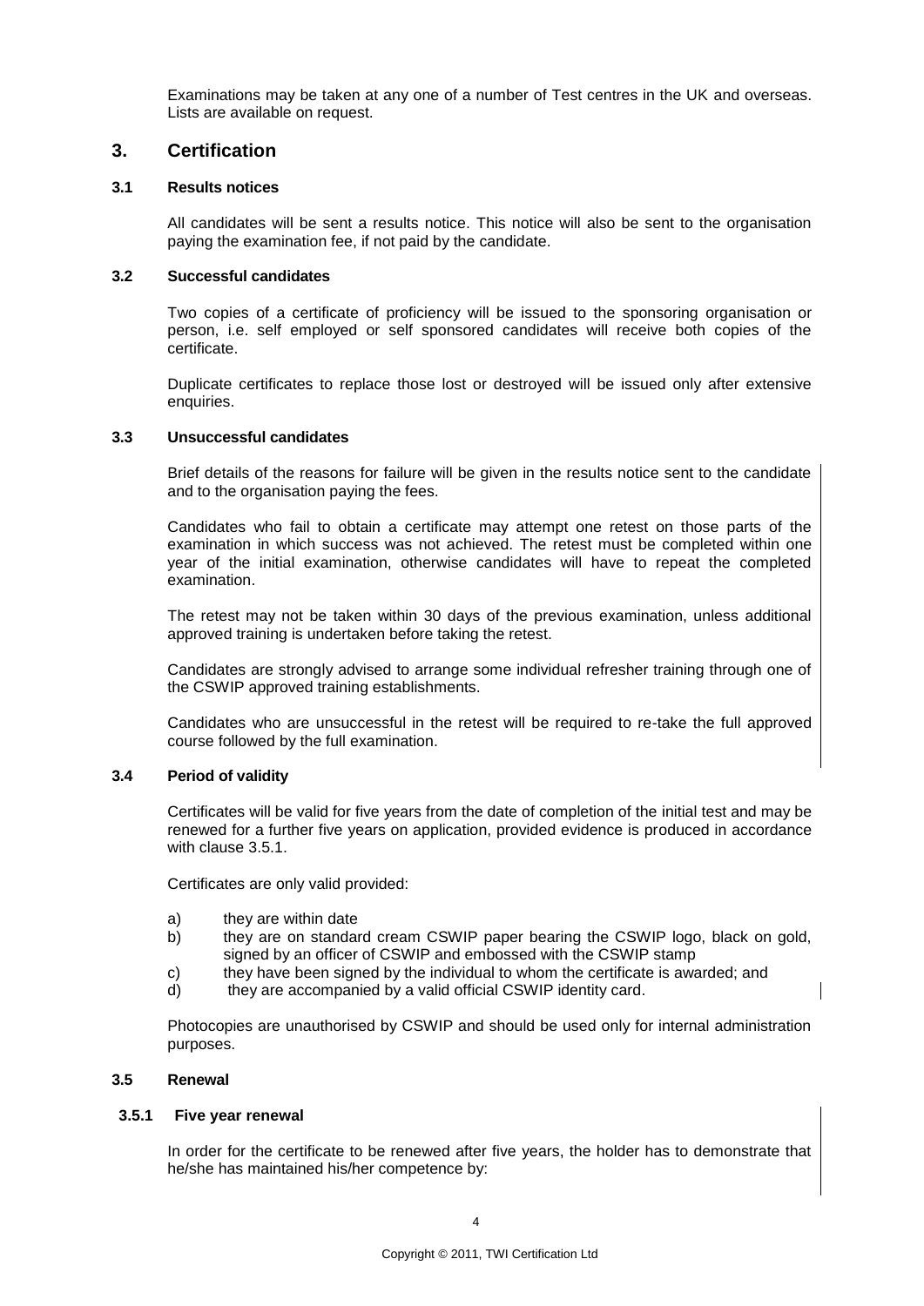Examinations may be taken at any one of a number of Test centres in the UK and overseas. Lists are available on request.

# 3. Certification

## 3.1 Results notices

All candidates will be sent a results notice. This notice will also be sent to the organisation paying the examination fee, if not paid by the candidate.

## 3.2 Successful candidates

Two copies of a certificate of proficiency will be issued to the sponsoring organisation or person, i.e. self employed or self sponsored candidates will receive both copies of the certificate.

Duplicate certificates to replace those lost or destroyed will be issued only after extensive enquiries.

## 3.3 Unsuccessful candidates

Brief details of the reasons for failure will be given in the results notice sent to the candidate and to the organisation paying the fees.

Candidates who fail to obtain a certificate may attempt one retest on those parts of the examination in which success was not achieved. The retest must be completed within one year of the initial examination, otherwise candidates will have to repeat the completed examination.

The retest may not be taken within 30 days of the previous examination, unless additional approved training is undertaken before taking the retest.

Candidates are strongly advised to arrange some individual refresher training through one of the CSWIP approved training establishments.

Candidates who are unsuccessful in the retest will be required to re-take the full approved course followed by the full examination.

## 3.4 Period of validity

Certificates will be valid for five years from the date of completion of the initial test and may be renewed for a further five years on application, provided evidence is produced in accordance with clause 3.5.1.

Certificates are only valid provided:

a) they are within date
b) they are on standard cream CSWIP paper bearing the CSWIP logo, black on gold, signed by an officer of CSWIP and embossed with the CSWIP stamp
c) they have been signed by the individual to whom the certificate is awarded; and
d) they are accompanied by a valid official CSWIP identity card.

Photocopies are unauthorised by CSWIP and should be used only for internal administration purposes.

## 3.5 Renewal

### 3.5.1 Five year renewal

In order for the certificate to be renewed after five years, the holder has to demonstrate that he/she has maintained his/her competence by: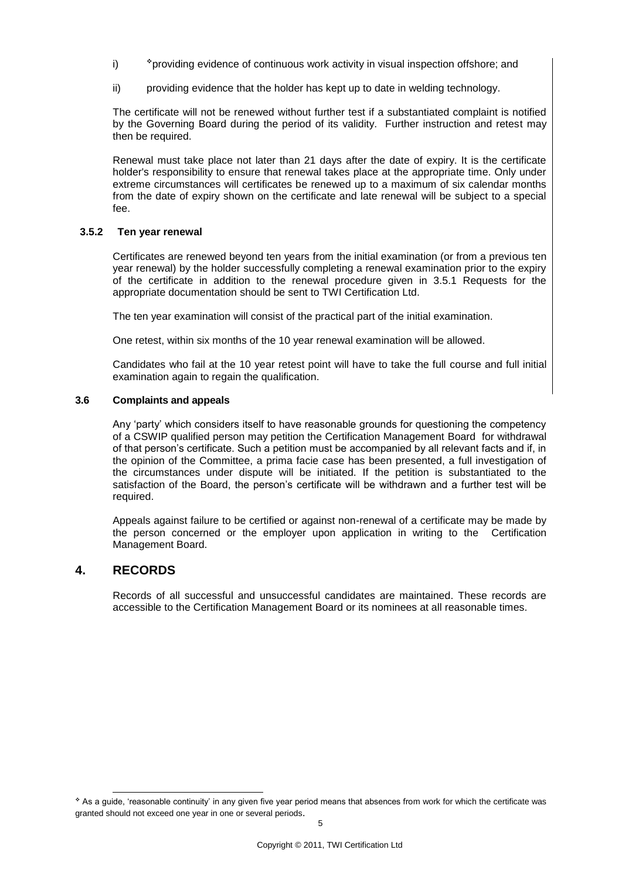i) [*]providing evidence of continuous work activity in visual inspection offshore; and

ii) providing evidence that the holder has kept up to date in welding technology.

The certificate will not be renewed without further test if a substantiated complaint is notified by the Governing Board during the period of its validity. Further instruction and retest may then be required.

Renewal must take place not later than 21 days after the date of expiry. It is the certificate holder's responsibility to ensure that renewal takes place at the appropriate time. Only under extreme circumstances will certificates be renewed up to a maximum of six calendar months from the date of expiry shown on the certificate and late renewal will be subject to a special fee.

### 3.5.2 Ten year renewal

Certificates are renewed beyond ten years from the initial examination (or from a previous ten year renewal) by the holder successfully completing a renewal examination prior to the expiry of the certificate in addition to the renewal procedure given in 3.5.1 Requests for the appropriate documentation should be sent to TWI Certification Ltd.

The ten year examination will consist of the practical part of the initial examination.

One retest, within six months of the 10 year renewal examination will be allowed.

Candidates who fail at the 10 year retest point will have to take the full course and full initial examination again to regain the qualification.

### 3.6 Complaints and appeals

Any 'party' which considers itself to have reasonable grounds for questioning the competency of a CSWIP qualified person may petition the Certification Management Board for withdrawal of that person's certificate. Such a petition must be accompanied by all relevant facts and if, in the opinion of the Committee, a prima facie case has been presented, a full investigation of the circumstances under dispute will be initiated. If the petition is substantiated to the satisfaction of the Board, the person's certificate will be withdrawn and a further test will be required.

Appeals against failure to be certified or against non-renewal of a certificate may be made by the person concerned or the employer upon application in writing to the Certification Management Board.

## 4. RECORDS

Records of all successful and unsuccessful candidates are maintained. These records are accessible to the Certification Management Board or its nominees at all reasonable times.

[*] As a guide, 'reasonable continuity' in any given five year period means that absences from work for which the certificate was granted should not exceed one year in one or several periods.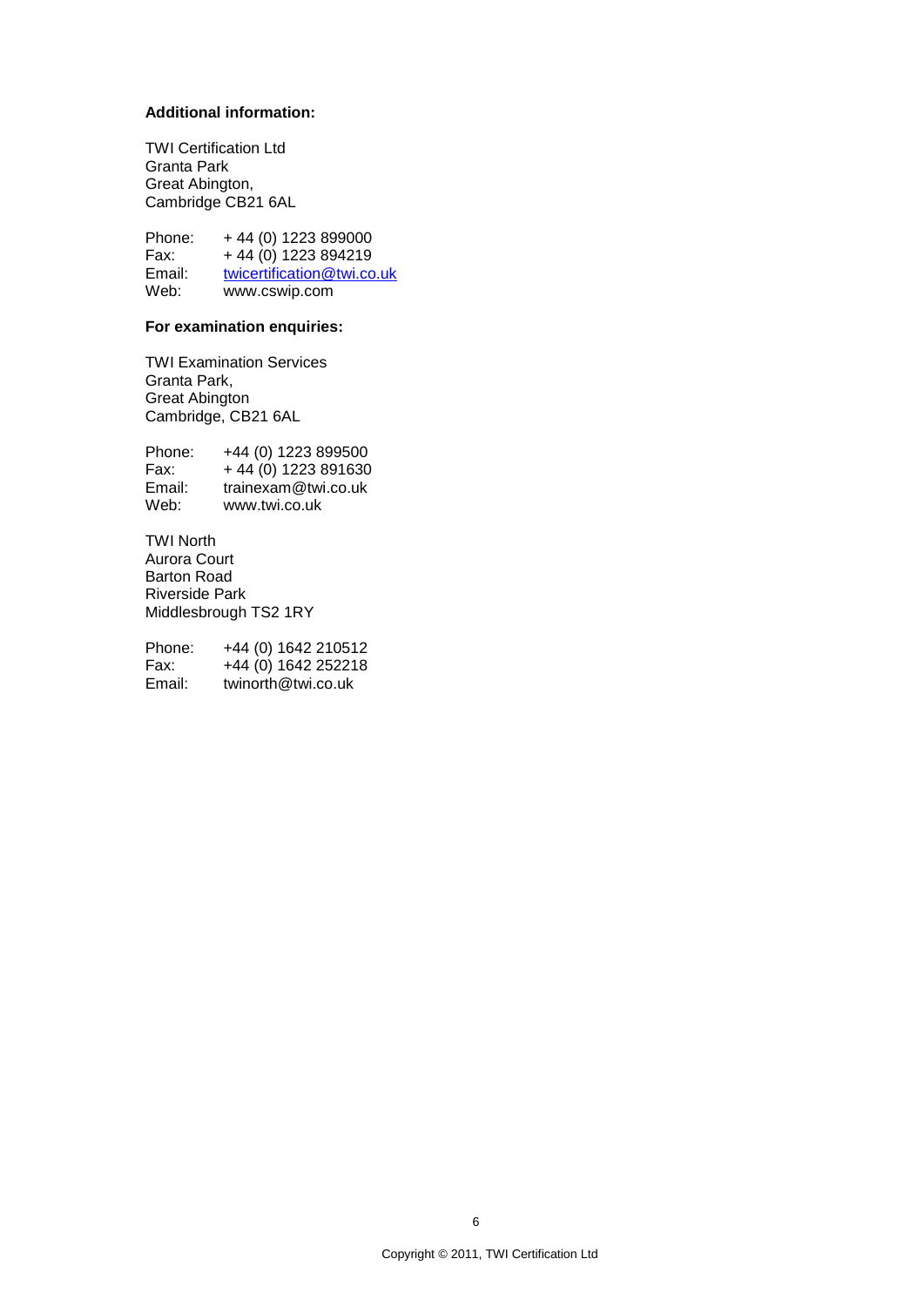**Additional information:**

TWI Certification Ltd
Granta Park
Great Abington,
Cambridge CB21 6AL

Phone: + 44 (0) 1223 899000
Fax: + 44 (0) 1223 894219
Email: twicertification@twi.co.uk
Web: www.cswip.com

**For examination enquiries:**

TWI Examination Services
Granta Park,
Great Abington
Cambridge, CB21 6AL

Phone: +44 (0) 1223 899500
Fax: + 44 (0) 1223 891630
Email: trainexam@twi.co.uk
Web: www.twi.co.uk

TWI North
Aurora Court
Barton Road
Riverside Park
Middlesbrough TS2 1RY

Phone: +44 (0) 1642 210512
Fax: +44 (0) 1642 252218
Email: twinorth@twi.co.uk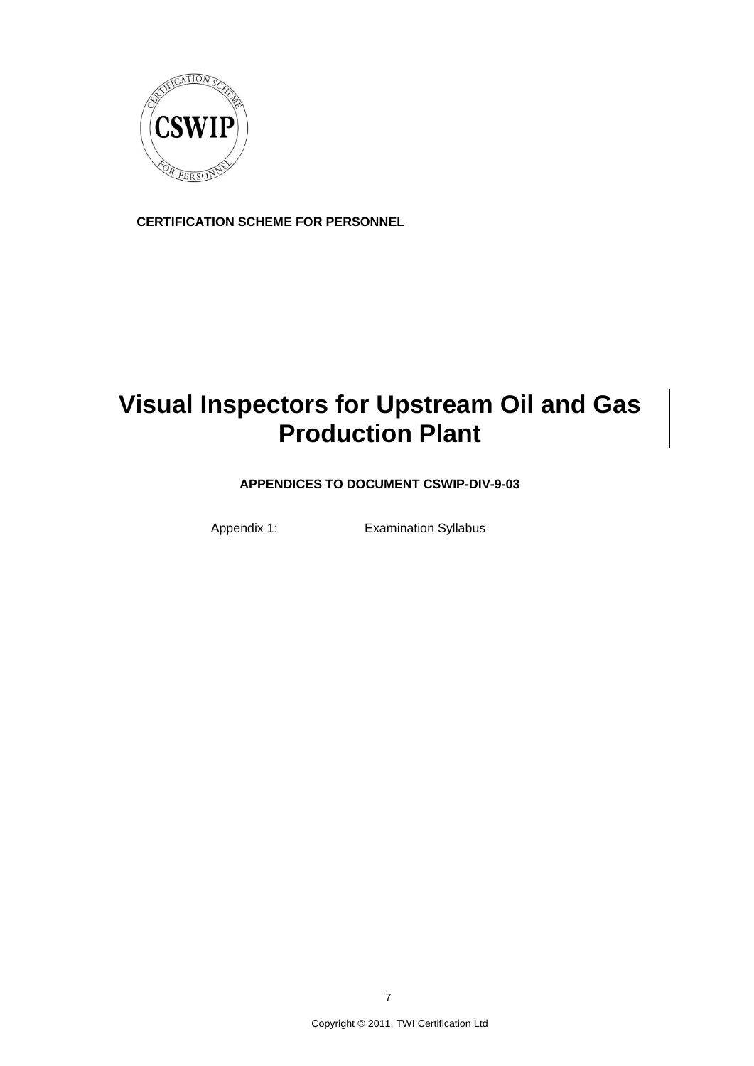**CERTIFICATION SCHEME FOR PERSONNEL**

# Visual Inspectors for Upstream Oil and Gas Production Plant

**APPENDICES TO DOCUMENT CSWIP-DIV-9-03**

Appendix 1: Examination Syllabus

Copyright © 2011, TWI Certification Ltd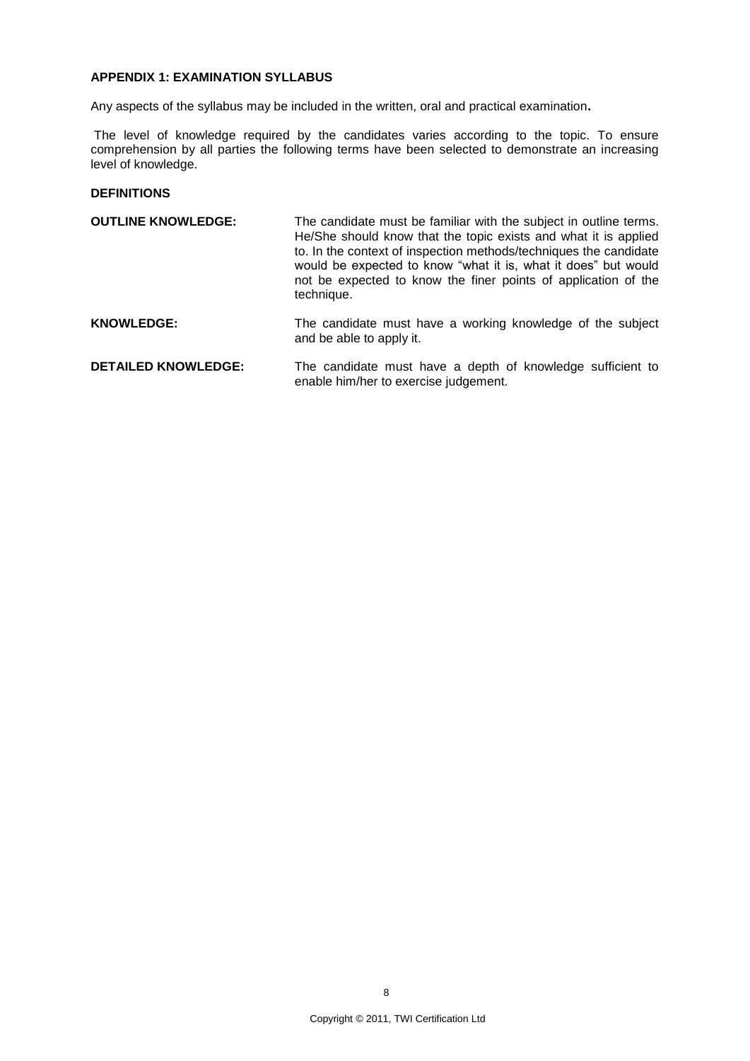## APPENDIX 1: EXAMINATION SYLLABUS

Any aspects of the syllabus may be included in the written, oral and practical examination**.**

The level of knowledge required by the candidates varies according to the topic. To ensure comprehension by all parties the following terms have been selected to demonstrate an increasing level of knowledge.

### DEFINITIONS

**OUTLINE KNOWLEDGE:** The candidate must be familiar with the subject in outline terms. He/She should know that the topic exists and what it is applied to. In the context of inspection methods/techniques the candidate would be expected to know "what it is, what it does" but would not be expected to know the finer points of application of the technique.

**KNOWLEDGE:** The candidate must have a working knowledge of the subject and be able to apply it.

**DETAILED KNOWLEDGE:** The candidate must have a depth of knowledge sufficient to enable him/her to exercise judgement.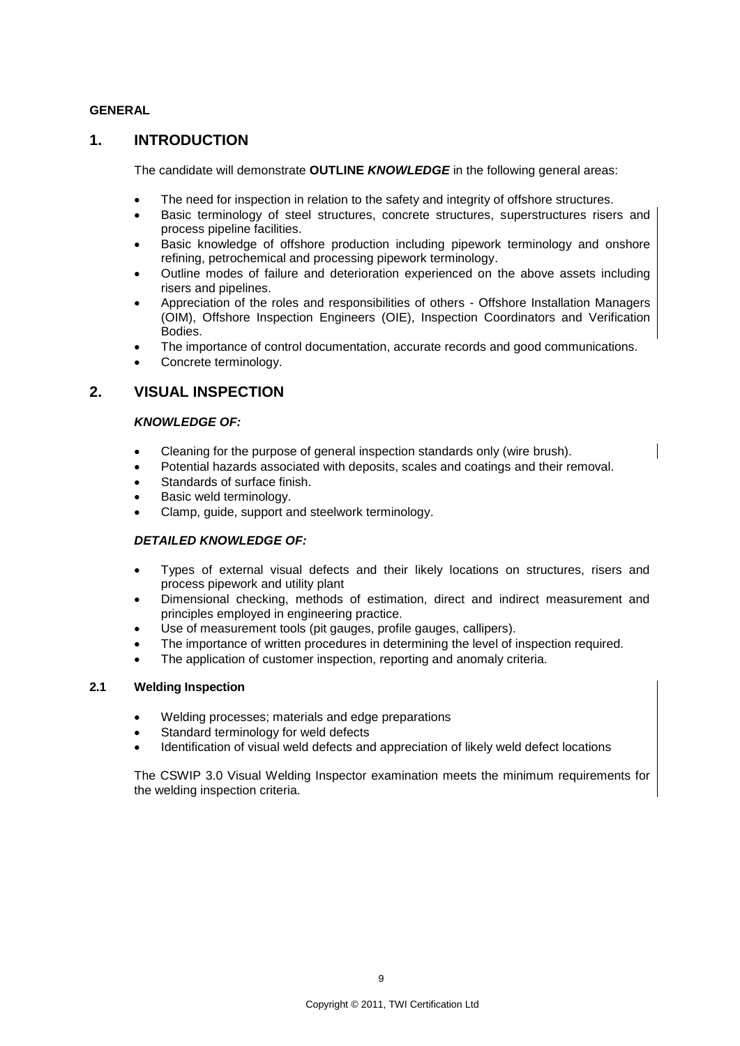**GENERAL**

## 1. INTRODUCTION

The candidate will demonstrate **OUTLINE *KNOWLEDGE*** in the following general areas:

- The need for inspection in relation to the safety and integrity of offshore structures.
- Basic terminology of steel structures, concrete structures, superstructures risers and process pipeline facilities.
- Basic knowledge of offshore production including pipework terminology and onshore refining, petrochemical and processing pipework terminology.
- Outline modes of failure and deterioration experienced on the above assets including risers and pipelines.
- Appreciation of the roles and responsibilities of others - Offshore Installation Managers (OIM), Offshore Inspection Engineers (OIE), Inspection Coordinators and Verification Bodies.
- The importance of control documentation, accurate records and good communications.
- Concrete terminology.

## 2. VISUAL INSPECTION

***KNOWLEDGE OF:***

- Cleaning for the purpose of general inspection standards only (wire brush).
- Potential hazards associated with deposits, scales and coatings and their removal.
- Standards of surface finish.
- Basic weld terminology.
- Clamp, guide, support and steelwork terminology.

***DETAILED KNOWLEDGE OF:***

- Types of external visual defects and their likely locations on structures, risers and process pipework and utility plant
- Dimensional checking, methods of estimation, direct and indirect measurement and principles employed in engineering practice.
- Use of measurement tools (pit gauges, profile gauges, callipers).
- The importance of written procedures in determining the level of inspection required.
- The application of customer inspection, reporting and anomaly criteria.

### 2.1 Welding Inspection

- Welding processes; materials and edge preparations
- Standard terminology for weld defects
- Identification of visual weld defects and appreciation of likely weld defect locations

The CSWIP 3.0 Visual Welding Inspector examination meets the minimum requirements for the welding inspection criteria.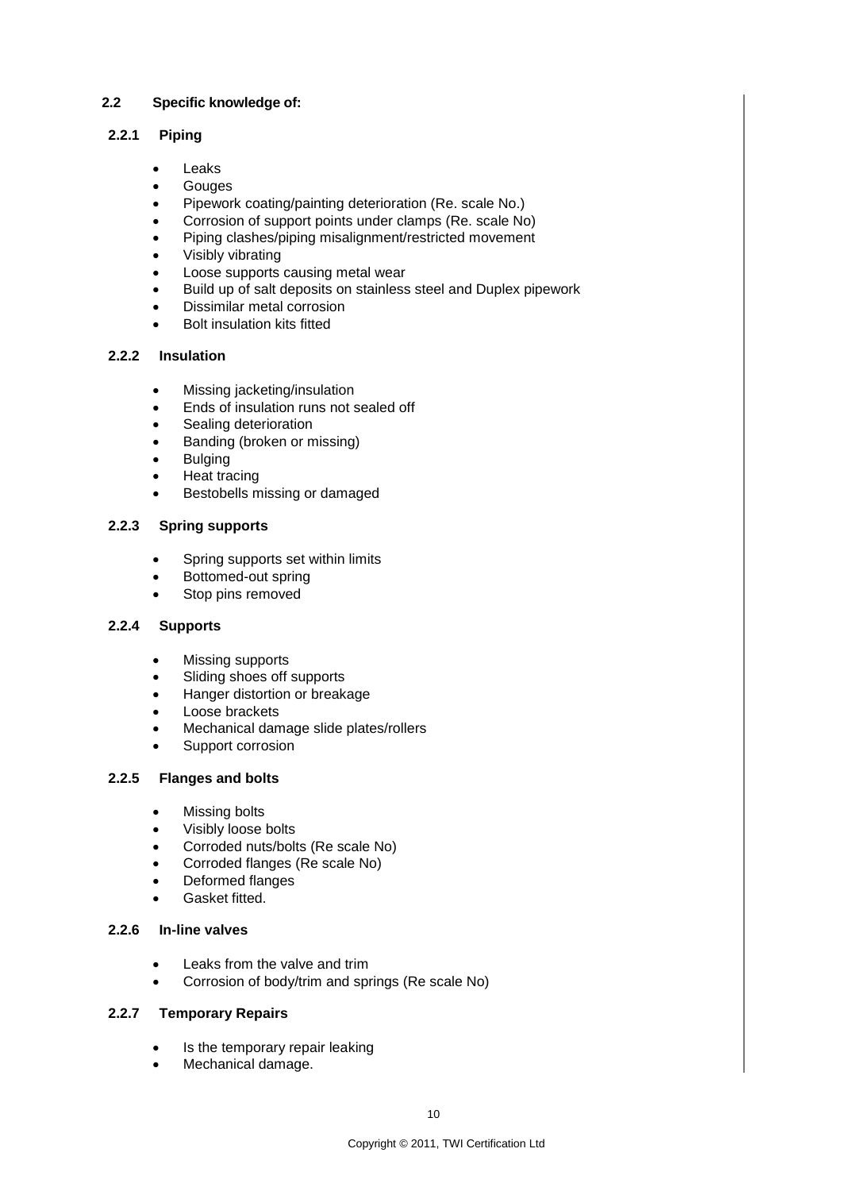## 2.2 Specific knowledge of:

### 2.2.1 Piping

- Leaks
- Gouges
- Pipework coating/painting deterioration (Re. scale No.)
- Corrosion of support points under clamps (Re. scale No)
- Piping clashes/piping misalignment/restricted movement
- Visibly vibrating
- Loose supports causing metal wear
- Build up of salt deposits on stainless steel and Duplex pipework
- Dissimilar metal corrosion
- Bolt insulation kits fitted

### 2.2.2 Insulation

- Missing jacketing/insulation
- Ends of insulation runs not sealed off
- Sealing deterioration
- Banding (broken or missing)
- Bulging
- Heat tracing
- Bestobells missing or damaged

### 2.2.3 Spring supports

- Spring supports set within limits
- Bottomed-out spring
- Stop pins removed

### 2.2.4 Supports

- Missing supports
- Sliding shoes off supports
- Hanger distortion or breakage
- Loose brackets
- Mechanical damage slide plates/rollers
- Support corrosion

### 2.2.5 Flanges and bolts

- Missing bolts
- Visibly loose bolts
- Corroded nuts/bolts (Re scale No)
- Corroded flanges (Re scale No)
- Deformed flanges
- Gasket fitted.

### 2.2.6 In-line valves

- Leaks from the valve and trim
- Corrosion of body/trim and springs (Re scale No)

### 2.2.7 Temporary Repairs

- Is the temporary repair leaking
- Mechanical damage.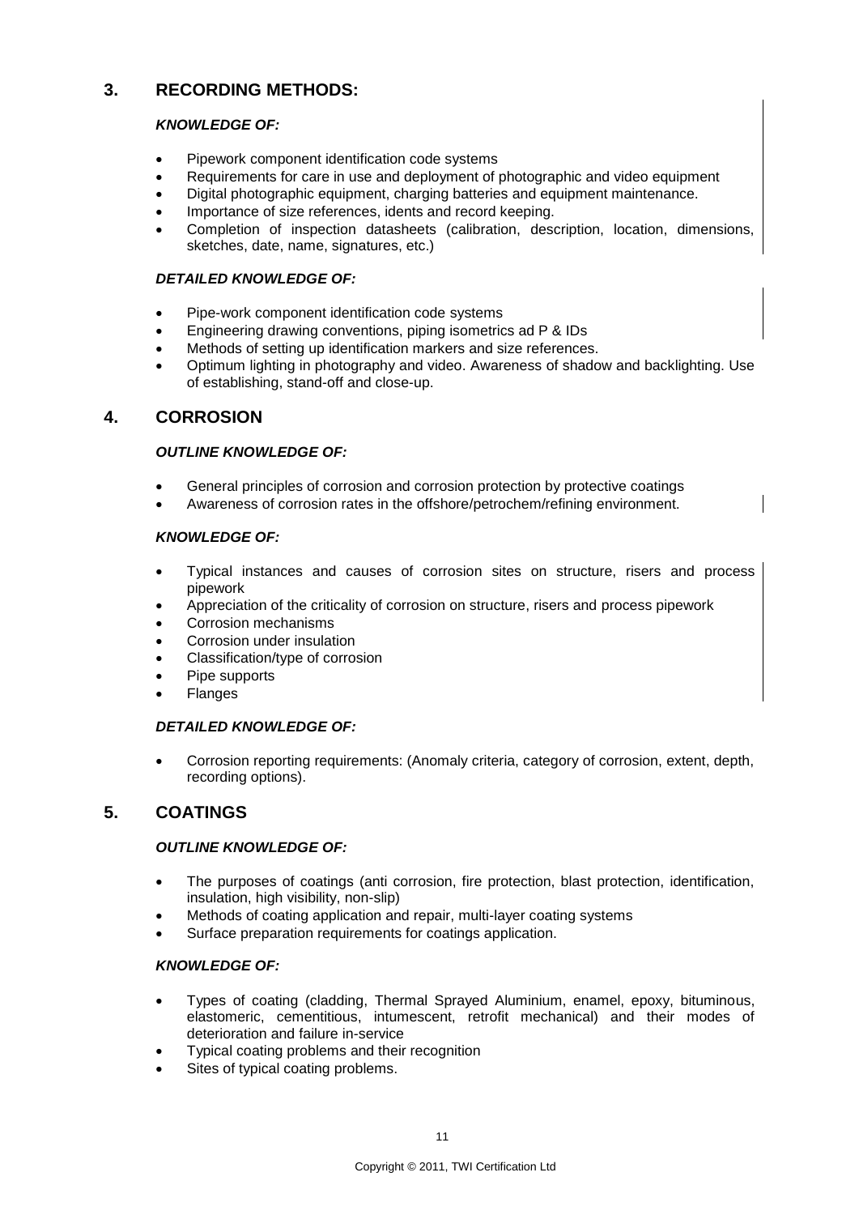## 3. RECORDING METHODS:

***KNOWLEDGE OF:***

- Pipework component identification code systems
- Requirements for care in use and deployment of photographic and video equipment
- Digital photographic equipment, charging batteries and equipment maintenance.
- Importance of size references, idents and record keeping.
- Completion of inspection datasheets (calibration, description, location, dimensions, sketches, date, name, signatures, etc.)

***DETAILED KNOWLEDGE OF:***

- Pipe-work component identification code systems
- Engineering drawing conventions, piping isometrics ad P & IDs
- Methods of setting up identification markers and size references.
- Optimum lighting in photography and video. Awareness of shadow and backlighting. Use of establishing, stand-off and close-up.

## 4. CORROSION

***OUTLINE KNOWLEDGE OF:***

- General principles of corrosion and corrosion protection by protective coatings
- Awareness of corrosion rates in the offshore/petrochem/refining environment.

***KNOWLEDGE OF:***

- Typical instances and causes of corrosion sites on structure, risers and process pipework
- Appreciation of the criticality of corrosion on structure, risers and process pipework
- Corrosion mechanisms
- Corrosion under insulation
- Classification/type of corrosion
- Pipe supports
- Flanges

***DETAILED KNOWLEDGE OF:***

- Corrosion reporting requirements: (Anomaly criteria, category of corrosion, extent, depth, recording options).

## 5. COATINGS

***OUTLINE KNOWLEDGE OF:***

- The purposes of coatings (anti corrosion, fire protection, blast protection, identification, insulation, high visibility, non-slip)
- Methods of coating application and repair, multi-layer coating systems
- Surface preparation requirements for coatings application.

***KNOWLEDGE OF:***

- Types of coating (cladding, Thermal Sprayed Aluminium, enamel, epoxy, bituminous, elastomeric, cementitious, intumescent, retrofit mechanical) and their modes of deterioration and failure in-service
- Typical coating problems and their recognition
- Sites of typical coating problems.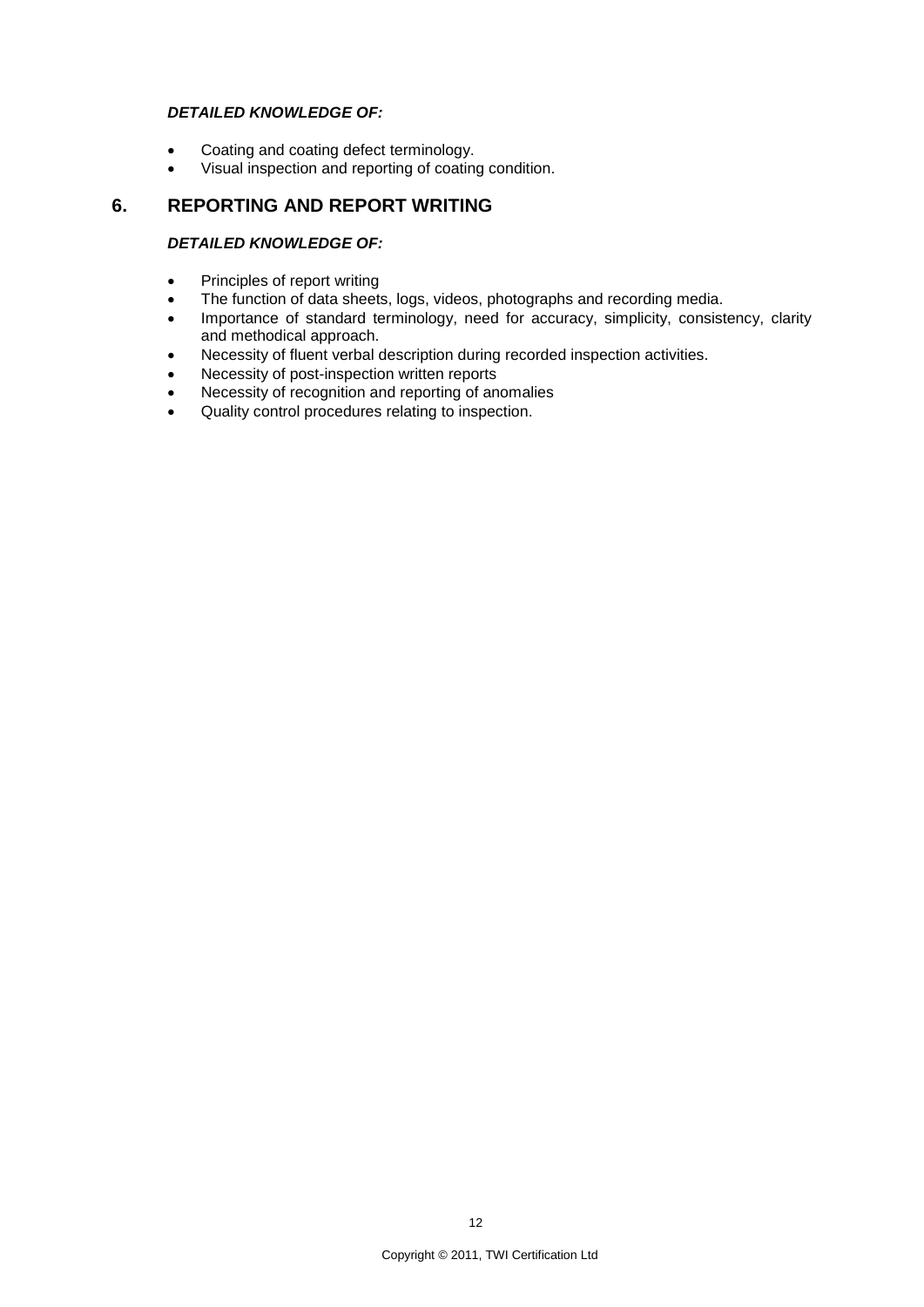***DETAILED KNOWLEDGE OF:***

- Coating and coating defect terminology.
- Visual inspection and reporting of coating condition.

## 6. REPORTING AND REPORT WRITING

***DETAILED KNOWLEDGE OF:***

- Principles of report writing
- The function of data sheets, logs, videos, photographs and recording media.
- Importance of standard terminology, need for accuracy, simplicity, consistency, clarity and methodical approach.
- Necessity of fluent verbal description during recorded inspection activities.
- Necessity of post-inspection written reports
- Necessity of recognition and reporting of anomalies
- Quality control procedures relating to inspection.

Copyright © 2011, TWI Certification Ltd